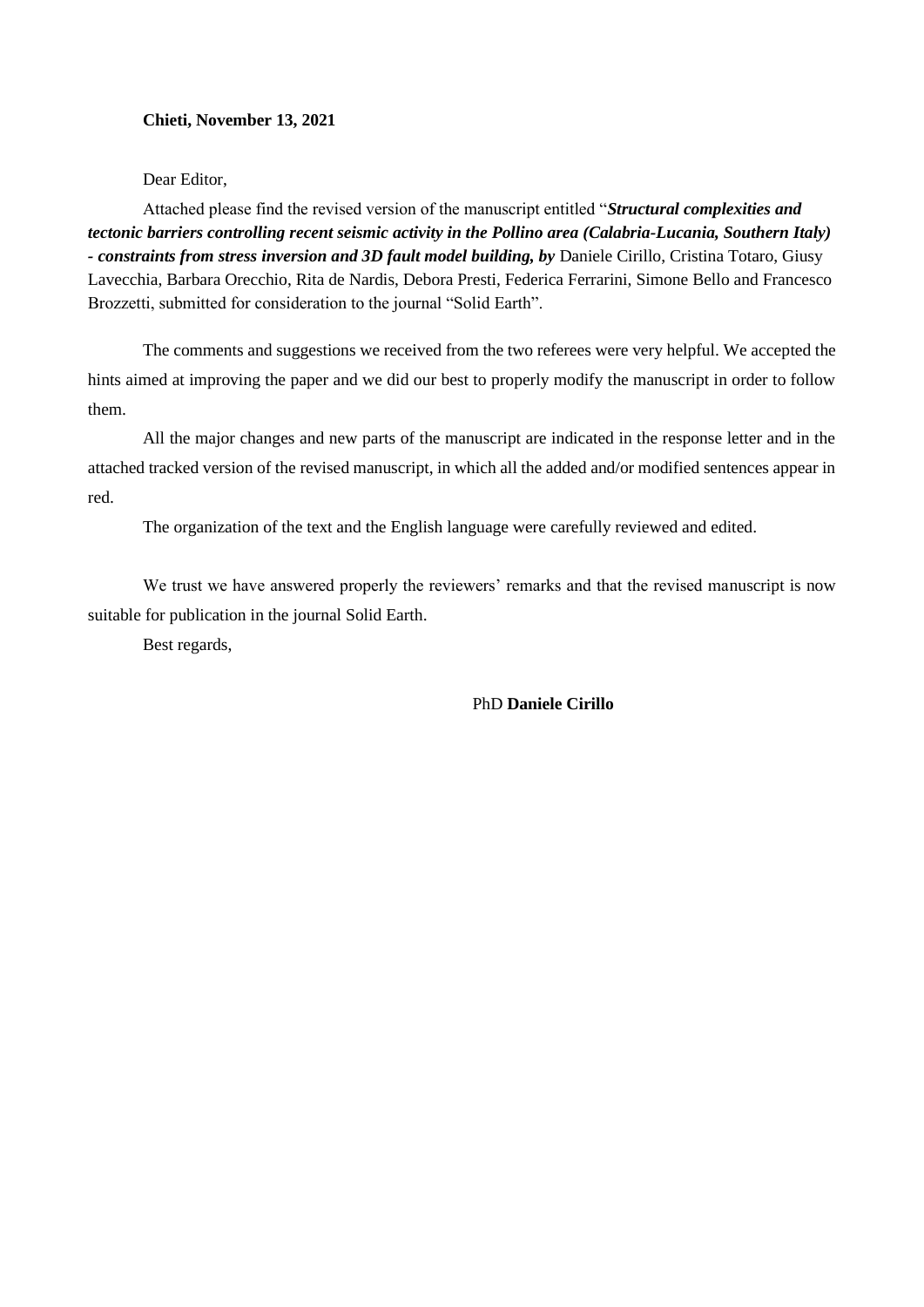**Chieti, November 13, 2021**

Dear Editor,

Attached please find the revised version of the manuscript entitled "***Structural complexities and tectonic barriers controlling recent seismic activity in the Pollino area (Calabria-Lucania, Southern Italy) - constraints from stress inversion and 3D fault model building, by*** Daniele Cirillo, Cristina Totaro, Giusy Lavecchia, Barbara Orecchio, Rita de Nardis, Debora Presti, Federica Ferrarini, Simone Bello and Francesco Brozzetti, submitted for consideration to the journal "Solid Earth".

The comments and suggestions we received from the two referees were very helpful. We accepted the hints aimed at improving the paper and we did our best to properly modify the manuscript in order to follow them.

All the major changes and new parts of the manuscript are indicated in the response letter and in the attached tracked version of the revised manuscript, in which all the added and/or modified sentences appear in red.

The organization of the text and the English language were carefully reviewed and edited.

We trust we have answered properly the reviewers' remarks and that the revised manuscript is now suitable for publication in the journal Solid Earth.

Best regards,

PhD **Daniele Cirillo**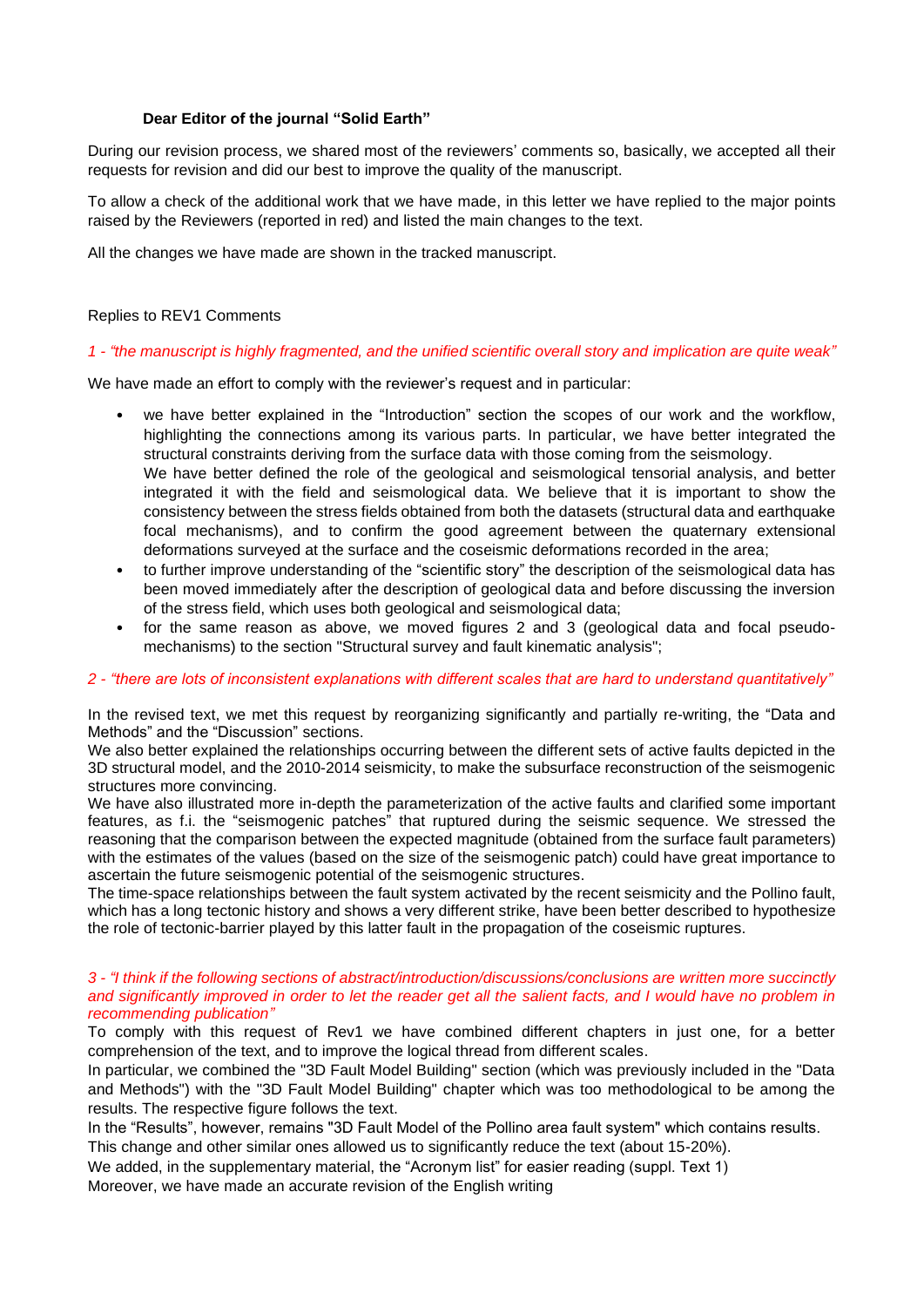**Dear Editor of the journal "Solid Earth"**

During our revision process, we shared most of the reviewers' comments so, basically, we accepted all their requests for revision and did our best to improve the quality of the manuscript.

To allow a check of the additional work that we have made, in this letter we have replied to the major points raised by the Reviewers (reported in red) and listed the main changes to the text.

All the changes we have made are shown in the tracked manuscript.

Replies to REV1 Comments

*1 - "the manuscript is highly fragmented, and the unified scientific overall story and implication are quite weak"*

We have made an effort to comply with the reviewer's request and in particular:

- we have better explained in the "Introduction" section the scopes of our work and the workflow, highlighting the connections among its various parts. In particular, we have better integrated the structural constraints deriving from the surface data with those coming from the seismology.
  We have better defined the role of the geological and seismological tensorial analysis, and better integrated it with the field and seismological data. We believe that it is important to show the consistency between the stress fields obtained from both the datasets (structural data and earthquake focal mechanisms), and to confirm the good agreement between the quaternary extensional deformations surveyed at the surface and the coseismic deformations recorded in the area;
- to further improve understanding of the "scientific story" the description of the seismological data has been moved immediately after the description of geological data and before discussing the inversion of the stress field, which uses both geological and seismological data;
- for the same reason as above, we moved figures 2 and 3 (geological data and focal pseudo-mechanisms) to the section "Structural survey and fault kinematic analysis";

*2 - "there are lots of inconsistent explanations with different scales that are hard to understand quantitatively"*

In the revised text, we met this request by reorganizing significantly and partially re-writing, the "Data and Methods" and the "Discussion" sections.
We also better explained the relationships occurring between the different sets of active faults depicted in the 3D structural model, and the 2010-2014 seismicity, to make the subsurface reconstruction of the seismogenic structures more convincing.
We have also illustrated more in-depth the parameterization of the active faults and clarified some important features, as f.i. the "seismogenic patches" that ruptured during the seismic sequence. We stressed the reasoning that the comparison between the expected magnitude (obtained from the surface fault parameters) with the estimates of the values (based on the size of the seismogenic patch) could have great importance to ascertain the future seismogenic potential of the seismogenic structures.
The time-space relationships between the fault system activated by the recent seismicity and the Pollino fault, which has a long tectonic history and shows a very different strike, have been better described to hypothesize the role of tectonic-barrier played by this latter fault in the propagation of the coseismic ruptures.

*3 - "I think if the following sections of abstract/introduction/discussions/conclusions are written more succinctly and significantly improved in order to let the reader get all the salient facts, and I would have no problem in recommending publication"*

To comply with this request of Rev1 we have combined different chapters in just one, for a better comprehension of the text, and to improve the logical thread from different scales.
In particular, we combined the "3D Fault Model Building" section (which was previously included in the "Data and Methods") with the "3D Fault Model Building" chapter which was too methodological to be among the results. The respective figure follows the text.
In the "Results", however, remains "3D Fault Model of the Pollino area fault system" which contains results.
This change and other similar ones allowed us to significantly reduce the text (about 15-20%).
We added, in the supplementary material, the "Acronym list" for easier reading (suppl. Text 1)
Moreover, we have made an accurate revision of the English writing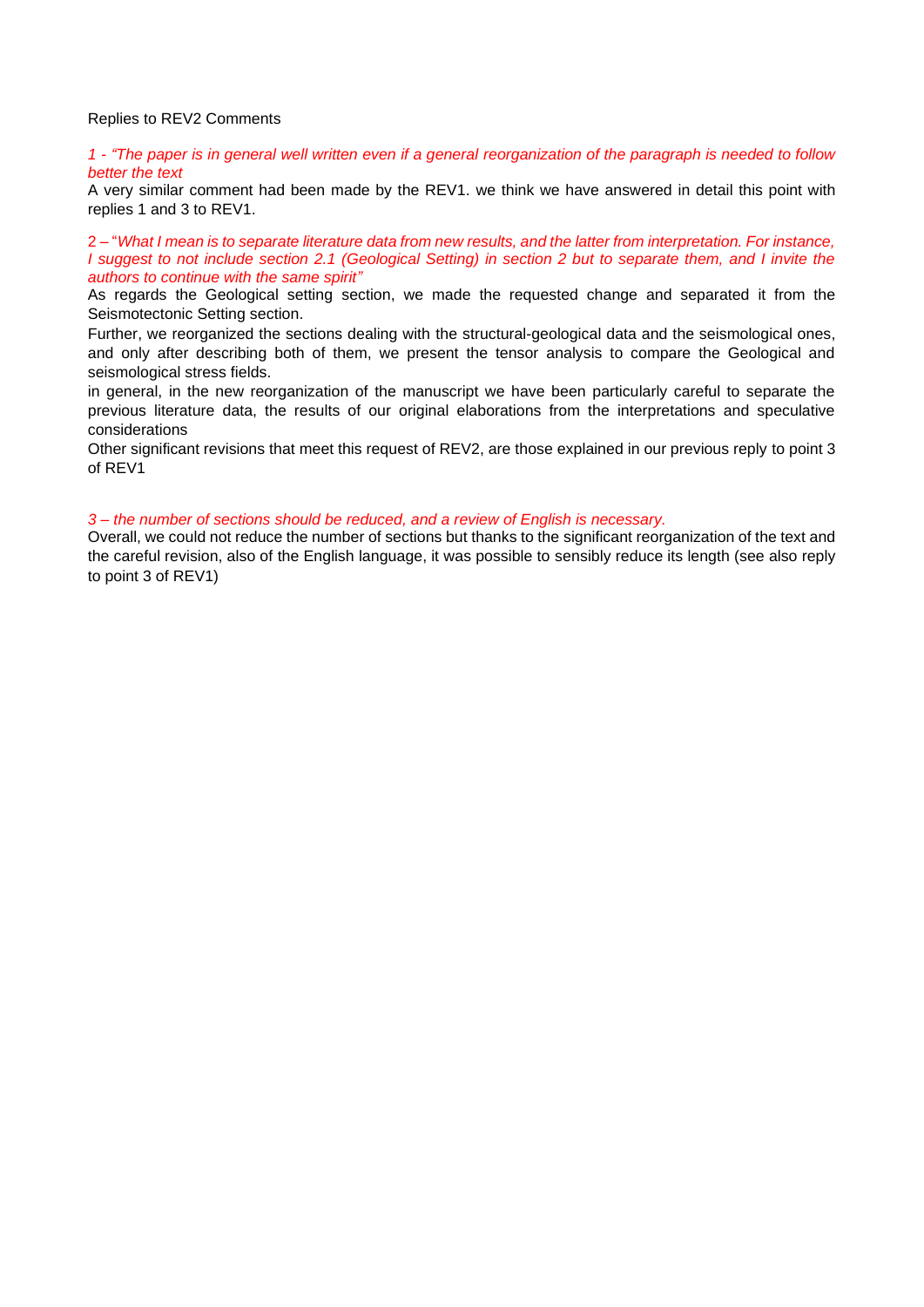Replies to REV2 Comments

*1 - "The paper is in general well written even if a general reorganization of the paragraph is needed to follow better the text*

A very similar comment had been made by the REV1. we think we have answered in detail this point with replies 1 and 3 to REV1.

2 – "*What I mean is to separate literature data from new results, and the latter from interpretation. For instance, I suggest to not include section 2.1 (Geological Setting) in section 2 but to separate them, and I invite the authors to continue with the same spirit"*

As regards the Geological setting section, we made the requested change and separated it from the Seismotectonic Setting section.

Further, we reorganized the sections dealing with the structural-geological data and the seismological ones, and only after describing both of them, we present the tensor analysis to compare the Geological and seismological stress fields.

in general, in the new reorganization of the manuscript we have been particularly careful to separate the previous literature data, the results of our original elaborations from the interpretations and speculative considerations

Other significant revisions that meet this request of REV2, are those explained in our previous reply to point 3 of REV1

*3 – the number of sections should be reduced, and a review of English is necessary.*

Overall, we could not reduce the number of sections but thanks to the significant reorganization of the text and the careful revision, also of the English language, it was possible to sensibly reduce its length (see also reply to point 3 of REV1)